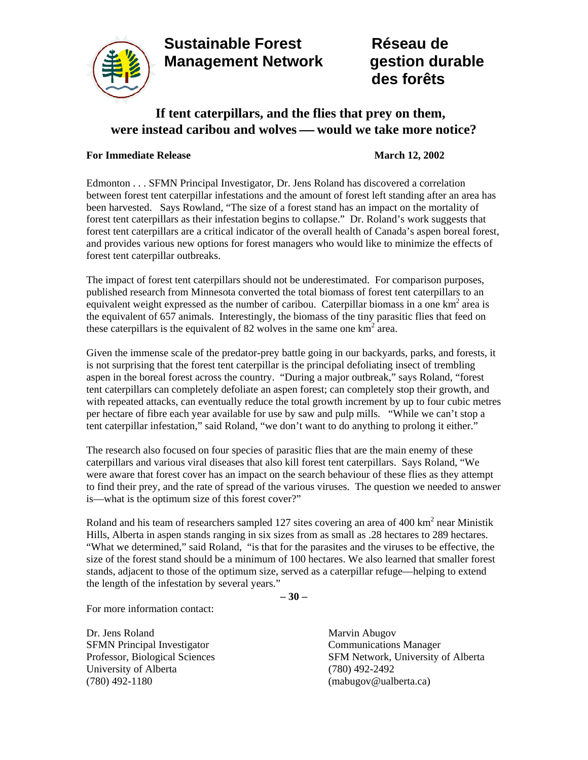**Sustainable Forest Management Network**

**Réseau de gestion durable des forêts**

# If tent caterpillars, and the flies that prey on them, were instead caribou and wolves — would we take more notice?

**For Immediate Release** **March 12, 2002**

Edmonton . . . SFMN Principal Investigator, Dr. Jens Roland has discovered a correlation between forest tent caterpillar infestations and the amount of forest left standing after an area has been harvested. Says Rowland, "The size of a forest stand has an impact on the mortality of forest tent caterpillars as their infestation begins to collapse." Dr. Roland's work suggests that forest tent caterpillars are a critical indicator of the overall health of Canada's aspen boreal forest, and provides various new options for forest managers who would like to minimize the effects of forest tent caterpillar outbreaks.

The impact of forest tent caterpillars should not be underestimated. For comparison purposes, published research from Minnesota converted the total biomass of forest tent caterpillars to an equivalent weight expressed as the number of caribou. Caterpillar biomass in a one $km^2$ area is the equivalent of 657 animals. Interestingly, the biomass of the tiny parasitic flies that feed on these caterpillars is the equivalent of 82 wolves in the same one $km^2$ area.

Given the immense scale of the predator-prey battle going in our backyards, parks, and forests, it is not surprising that the forest tent caterpillar is the principal defoliating insect of trembling aspen in the boreal forest across the country. "During a major outbreak," says Roland, "forest tent caterpillars can completely defoliate an aspen forest; can completely stop their growth, and with repeated attacks, can eventually reduce the total growth increment by up to four cubic metres per hectare of fibre each year available for use by saw and pulp mills. "While we can't stop a tent caterpillar infestation," said Roland, "we don't want to do anything to prolong it either."

The research also focused on four species of parasitic flies that are the main enemy of these caterpillars and various viral diseases that also kill forest tent caterpillars. Says Roland, "We were aware that forest cover has an impact on the search behaviour of these flies as they attempt to find their prey, and the rate of spread of the various viruses. The question we needed to answer is—what is the optimum size of this forest cover?"

Roland and his team of researchers sampled 127 sites covering an area of 400 $km^2$ near Ministik Hills, Alberta in aspen stands ranging in six sizes from as small as .28 hectares to 289 hectares. "What we determined," said Roland, "is that for the parasites and the viruses to be effective, the size of the forest stand should be a minimum of 100 hectares. We also learned that smaller forest stands, adjacent to those of the optimum size, served as a caterpillar refuge—helping to extend the length of the infestation by several years."

**– 30 –**

For more information contact:

Dr. Jens Roland
SFMN Principal Investigator
Professor, Biological Sciences
University of Alberta
(780) 492-1180

Marvin Abugov
Communications Manager
SFM Network, University of Alberta
(780) 492-2492
(mabugov@ualberta.ca)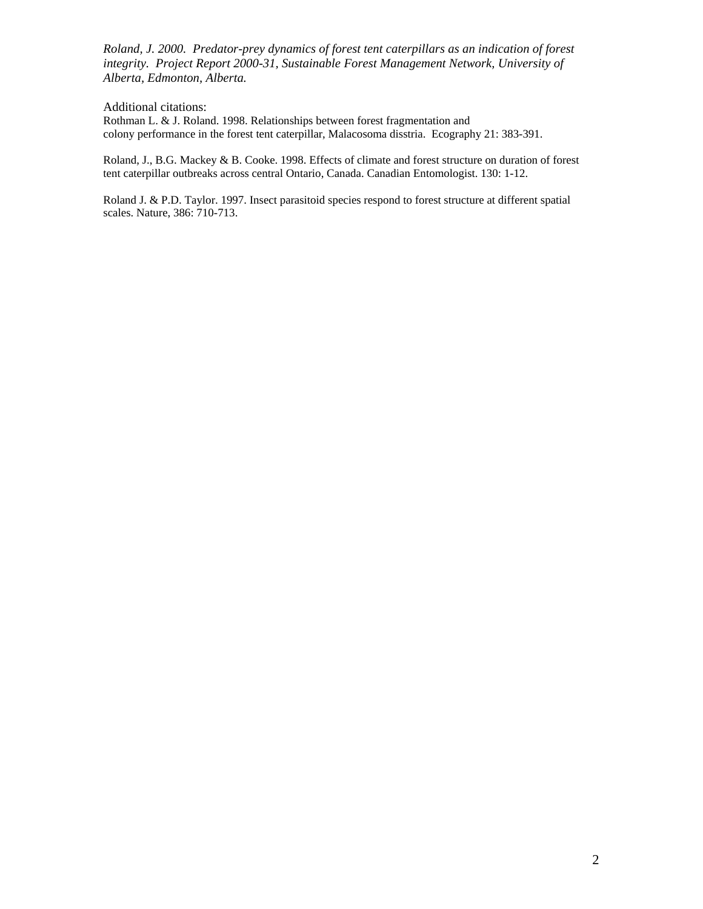*Roland, J. 2000. Predator-prey dynamics of forest tent caterpillars as an indication of forest integrity. Project Report 2000-31, Sustainable Forest Management Network, University of Alberta, Edmonton, Alberta.*

Additional citations:

Rothman L. & J. Roland. 1998. Relationships between forest fragmentation and colony performance in the forest tent caterpillar, Malacosoma disstria. Ecography 21: 383-391.

Roland, J., B.G. Mackey & B. Cooke. 1998. Effects of climate and forest structure on duration of forest tent caterpillar outbreaks across central Ontario, Canada. Canadian Entomologist. 130: 1-12.

Roland J. & P.D. Taylor. 1997. Insect parasitoid species respond to forest structure at different spatial scales. Nature, 386: 710-713.